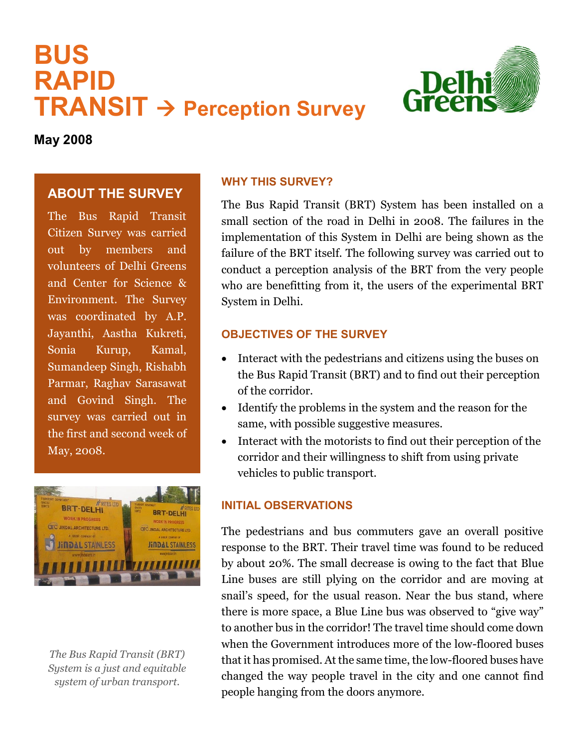# BUS RAPID TRANSIT → Perception Survey

**May 2008**

## ABOUT THE SURVEY

The Bus Rapid Transit Citizen Survey was carried out by members and volunteers of Delhi Greens and Center for Science & Environment. The Survey was coordinated by A.P. Jayanthi, Aastha Kukreti, Sonia Kurup, Kamal, Sumandeep Singh, Rishabh Parmar, Raghav Sarasawat and Govind Singh. The survey was carried out in the first and second week of May, 2008.

*The Bus Rapid Transit (BRT) System is a just and equitable system of urban transport.*

### WHY THIS SURVEY?

The Bus Rapid Transit (BRT) System has been installed on a small section of the road in Delhi in 2008. The failures in the implementation of this System in Delhi are being shown as the failure of the BRT itself. The following survey was carried out to conduct a perception analysis of the BRT from the very people who are benefitting from it, the users of the experimental BRT System in Delhi.

### OBJECTIVES OF THE SURVEY

- Interact with the pedestrians and citizens using the buses on the Bus Rapid Transit (BRT) and to find out their perception of the corridor.
- Identify the problems in the system and the reason for the same, with possible suggestive measures.
- Interact with the motorists to find out their perception of the corridor and their willingness to shift from using private vehicles to public transport.

### INITIAL OBSERVATIONS

The pedestrians and bus commuters gave an overall positive response to the BRT. Their travel time was found to be reduced by about 20%. The small decrease is owing to the fact that Blue Line buses are still plying on the corridor and are moving at snail's speed, for the usual reason. Near the bus stand, where there is more space, a Blue Line bus was observed to "give way" to another bus in the corridor! The travel time should come down when the Government introduces more of the low-floored buses that it has promised. At the same time, the low-floored buses have changed the way people travel in the city and one cannot find people hanging from the doors anymore.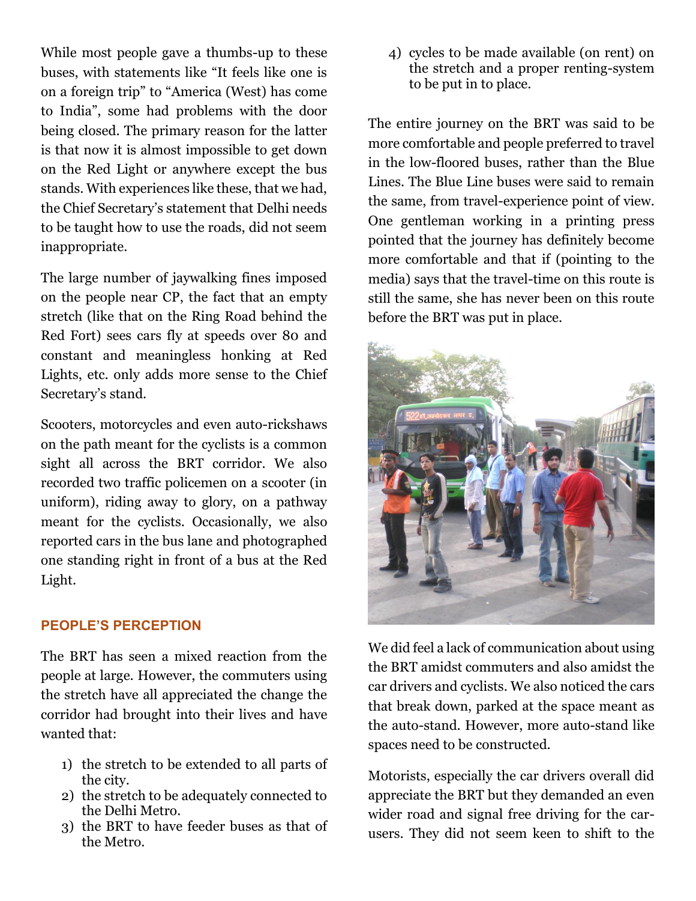While most people gave a thumbs-up to these buses, with statements like "It feels like one is on a foreign trip" to "America (West) has come to India", some had problems with the door being closed. The primary reason for the latter is that now it is almost impossible to get down on the Red Light or anywhere except the bus stands. With experiences like these, that we had, the Chief Secretary's statement that Delhi needs to be taught how to use the roads, did not seem inappropriate.

The large number of jaywalking fines imposed on the people near CP, the fact that an empty stretch (like that on the Ring Road behind the Red Fort) sees cars fly at speeds over 80 and constant and meaningless honking at Red Lights, etc. only adds more sense to the Chief Secretary's stand.

Scooters, motorcycles and even auto-rickshaws on the path meant for the cyclists is a common sight all across the BRT corridor. We also recorded two traffic policemen on a scooter (in uniform), riding away to glory, on a pathway meant for the cyclists. Occasionally, we also reported cars in the bus lane and photographed one standing right in front of a bus at the Red Light.

## PEOPLE'S PERCEPTION

The BRT has seen a mixed reaction from the people at large. However, the commuters using the stretch have all appreciated the change the corridor had brought into their lives and have wanted that:

1) the stretch to be extended to all parts of the city.
2) the stretch to be adequately connected to the Delhi Metro.
3) the BRT to have feeder buses as that of the Metro.
4) cycles to be made available (on rent) on the stretch and a proper renting-system to be put in to place.

The entire journey on the BRT was said to be more comfortable and people preferred to travel in the low-floored buses, rather than the Blue Lines. The Blue Line buses were said to remain the same, from travel-experience point of view. One gentleman working in a printing press pointed that the journey has definitely become more comfortable and that if (pointing to the media) says that the travel-time on this route is still the same, she has never been on this route before the BRT was put in place.

We did feel a lack of communication about using the BRT amidst commuters and also amidst the car drivers and cyclists. We also noticed the cars that break down, parked at the space meant as the auto-stand. However, more auto-stand like spaces need to be constructed.

Motorists, especially the car drivers overall did appreciate the BRT but they demanded an even wider road and signal free driving for the car-users. They did not seem keen to shift to the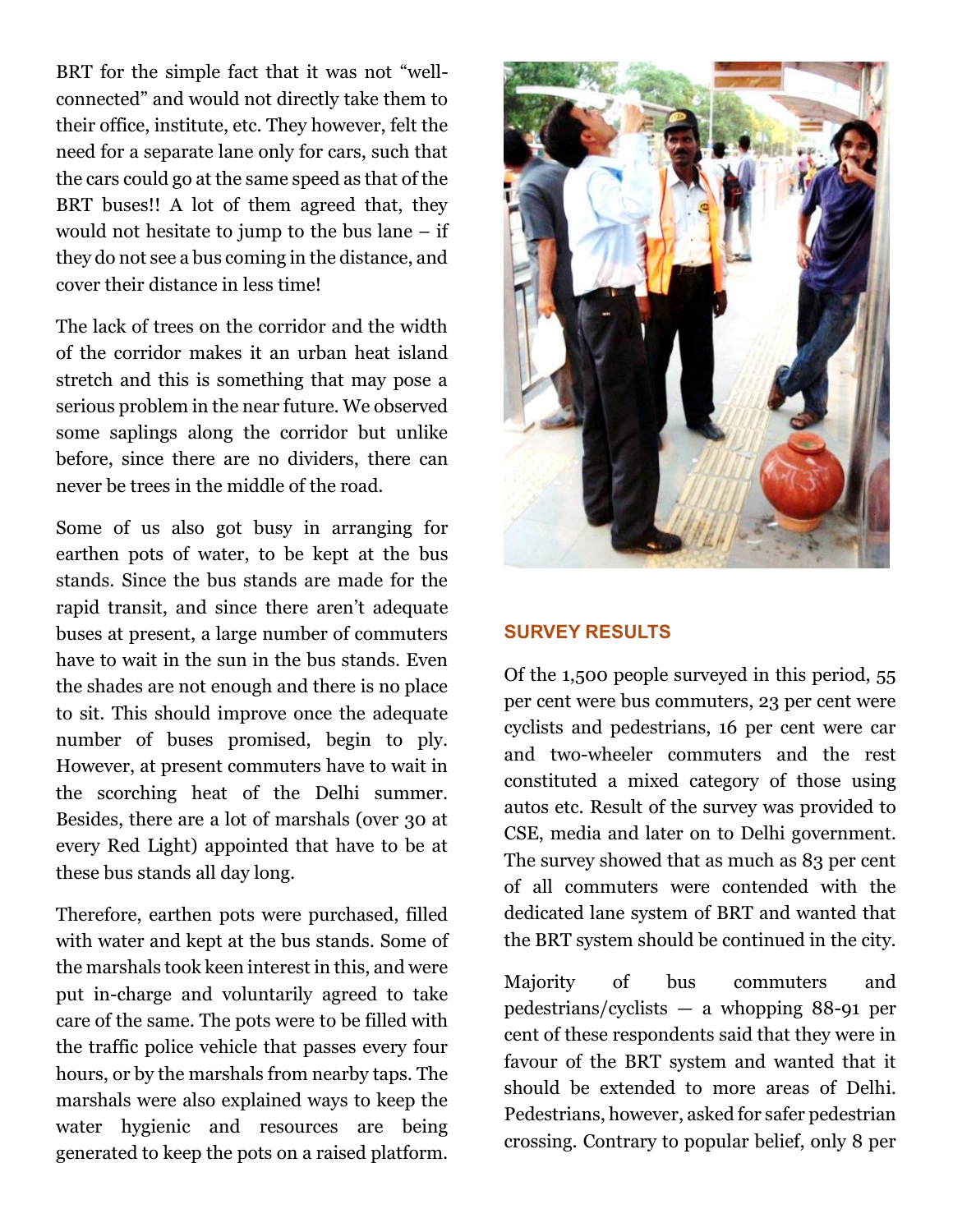BRT for the simple fact that it was not "well-connected" and would not directly take them to their office, institute, etc. They however, felt the need for a separate lane only for cars, such that the cars could go at the same speed as that of the BRT buses!! A lot of them agreed that, they would not hesitate to jump to the bus lane – if they do not see a bus coming in the distance, and cover their distance in less time!

The lack of trees on the corridor and the width of the corridor makes it an urban heat island stretch and this is something that may pose a serious problem in the near future. We observed some saplings along the corridor but unlike before, since there are no dividers, there can never be trees in the middle of the road.

Some of us also got busy in arranging for earthen pots of water, to be kept at the bus stands. Since the bus stands are made for the rapid transit, and since there aren't adequate buses at present, a large number of commuters have to wait in the sun in the bus stands. Even the shades are not enough and there is no place to sit. This should improve once the adequate number of buses promised, begin to ply. However, at present commuters have to wait in the scorching heat of the Delhi summer. Besides, there are a lot of marshals (over 30 at every Red Light) appointed that have to be at these bus stands all day long.

Therefore, earthen pots were purchased, filled with water and kept at the bus stands. Some of the marshals took keen interest in this, and were put in-charge and voluntarily agreed to take care of the same. The pots were to be filled with the traffic police vehicle that passes every four hours, or by the marshals from nearby taps. The marshals were also explained ways to keep the water hygienic and resources are being generated to keep the pots on a raised platform.

## SURVEY RESULTS

Of the 1,500 people surveyed in this period, 55 per cent were bus commuters, 23 per cent were cyclists and pedestrians, 16 per cent were car and two-wheeler commuters and the rest constituted a mixed category of those using autos etc. Result of the survey was provided to CSE, media and later on to Delhi government. The survey showed that as much as 83 per cent of all commuters were contended with the dedicated lane system of BRT and wanted that the BRT system should be continued in the city.

Majority of bus commuters and pedestrians/cyclists — a whopping 88-91 per cent of these respondents said that they were in favour of the BRT system and wanted that it should be extended to more areas of Delhi. Pedestrians, however, asked for safer pedestrian crossing. Contrary to popular belief, only 8 per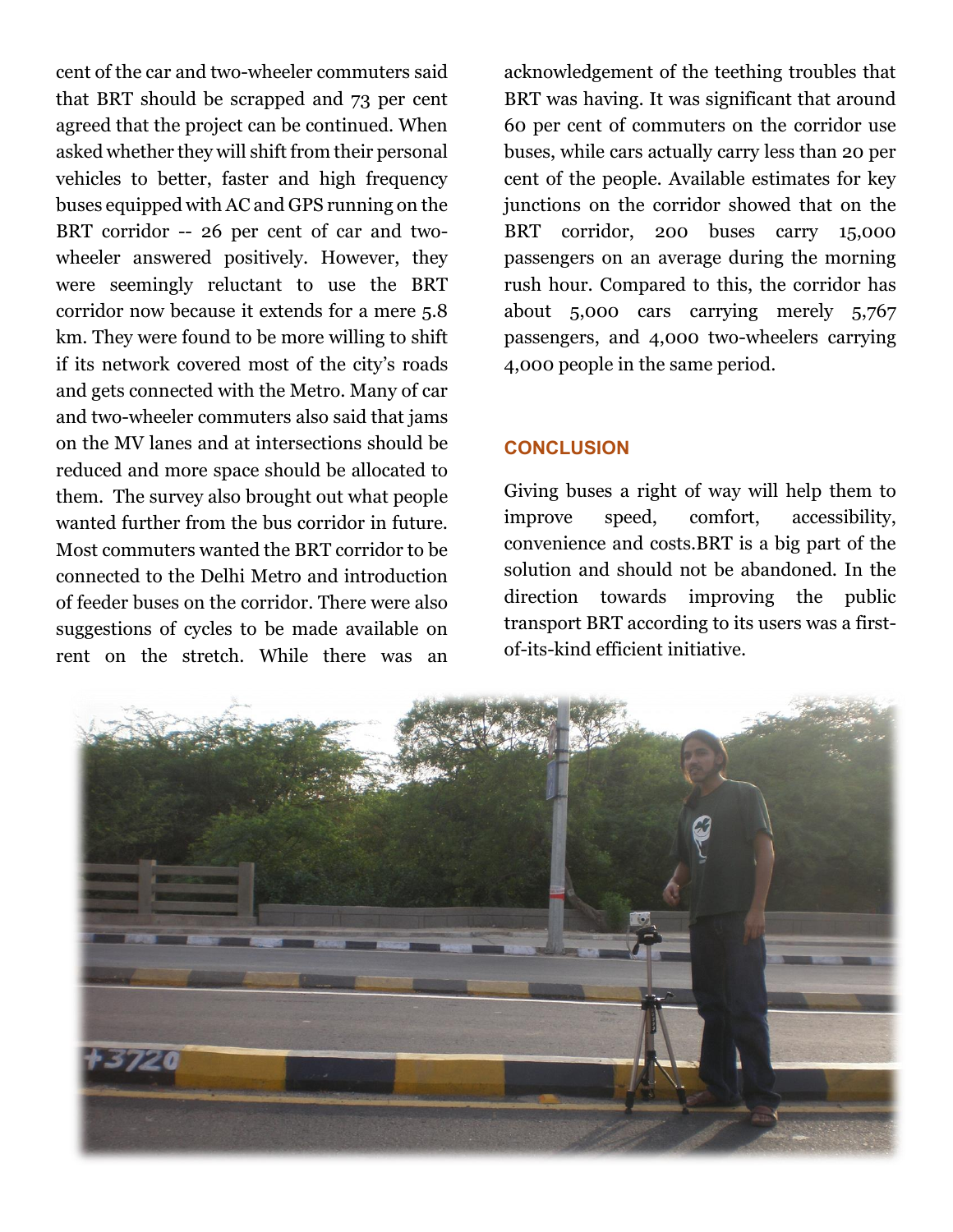cent of the car and two-wheeler commuters said that BRT should be scrapped and 73 per cent agreed that the project can be continued. When asked whether they will shift from their personal vehicles to better, faster and high frequency buses equipped with AC and GPS running on the BRT corridor -- 26 per cent of car and two-wheeler answered positively. However, they were seemingly reluctant to use the BRT corridor now because it extends for a mere 5.8 km. They were found to be more willing to shift if its network covered most of the city's roads and gets connected with the Metro. Many of car and two-wheeler commuters also said that jams on the MV lanes and at intersections should be reduced and more space should be allocated to them. The survey also brought out what people wanted further from the bus corridor in future. Most commuters wanted the BRT corridor to be connected to the Delhi Metro and introduction of feeder buses on the corridor. There were also suggestions of cycles to be made available on rent on the stretch. While there was an acknowledgement of the teething troubles that BRT was having. It was significant that around 60 per cent of commuters on the corridor use buses, while cars actually carry less than 20 per cent of the people. Available estimates for key junctions on the corridor showed that on the BRT corridor, 200 buses carry 15,000 passengers on an average during the morning rush hour. Compared to this, the corridor has about 5,000 cars carrying merely 5,767 passengers, and 4,000 two-wheelers carrying 4,000 people in the same period.

## CONCLUSION

Giving buses a right of way will help them to improve speed, comfort, accessibility, convenience and costs.BRT is a big part of the solution and should not be abandoned. In the direction towards improving the public transport BRT according to its users was a first-of-its-kind efficient initiative.